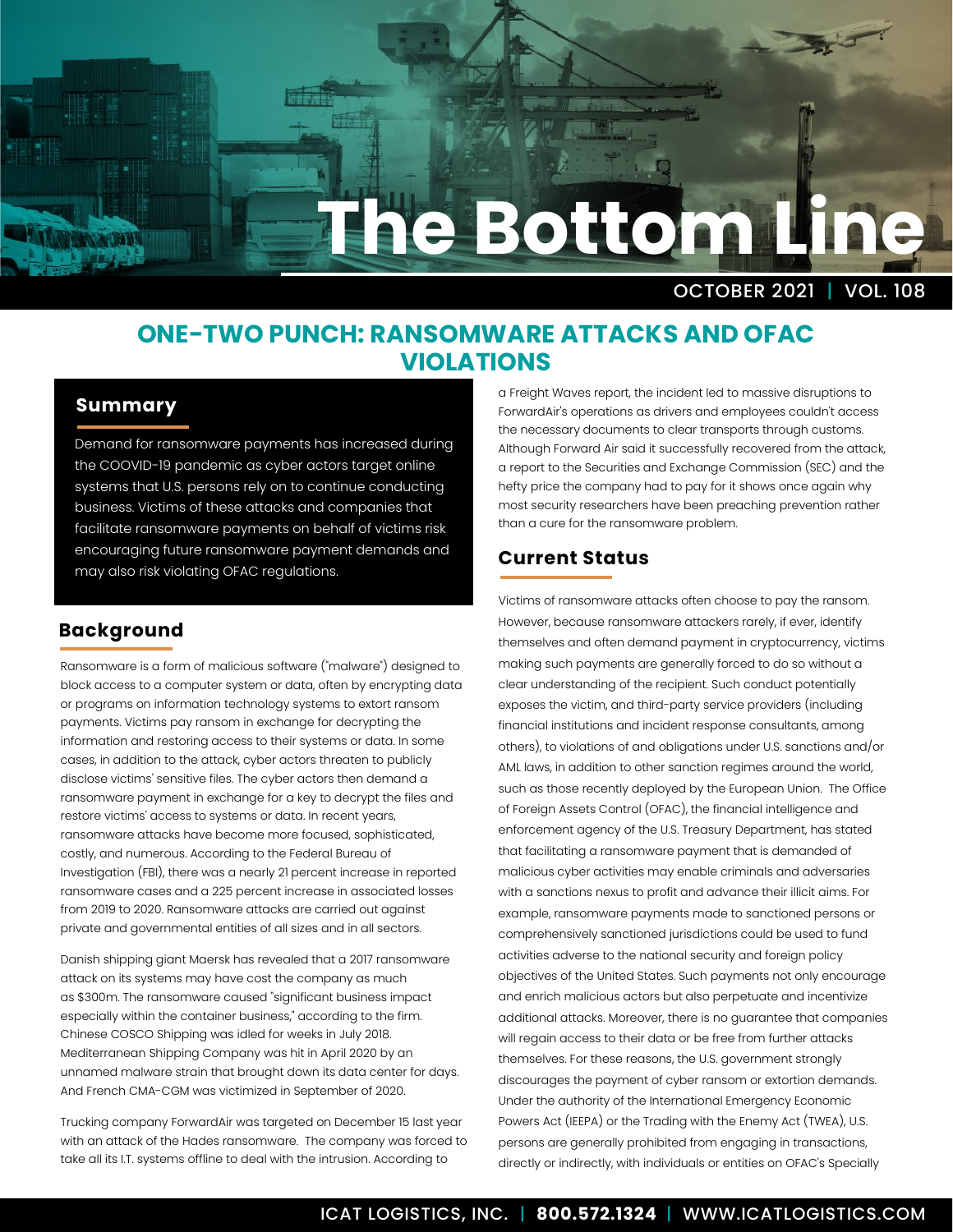# The Bottom Line

OCTOBER 2021 | VOL. 108

## ONE-TWO PUNCH: RANSOMWARE ATTACKS AND OFAC VIOLATIONS

### Summary

Demand for ransomware payments has increased during the COOVID-19 pandemic as cyber actors target online systems that U.S. persons rely on to continue conducting business. Victims of these attacks and companies that facilitate ransomware payments on behalf of victims risk encouraging future ransomware payment demands and may also risk violating OFAC regulations.

### Background

Ransomware is a form of malicious software ("malware") designed to block access to a computer system or data, often by encrypting data or programs on information technology systems to extort ransom payments. Victims pay ransom in exchange for decrypting the information and restoring access to their systems or data. In some cases, in addition to the attack, cyber actors threaten to publicly disclose victims' sensitive files. The cyber actors then demand a ransomware payment in exchange for a key to decrypt the files and restore victims' access to systems or data. In recent years, ransomware attacks have become more focused, sophisticated, costly, and numerous. According to the Federal Bureau of Investigation (FBI), there was a nearly 21 percent increase in reported ransomware cases and a 225 percent increase in associated losses from 2019 to 2020. Ransomware attacks are carried out against private and governmental entities of all sizes and in all sectors.

Danish shipping giant Maersk has revealed that a 2017 ransomware attack on its systems may have cost the company as much as $300m. The ransomware caused "significant business impact especially within the container business," according to the firm. Chinese COSCO Shipping was idled for weeks in July 2018. Mediterranean Shipping Company was hit in April 2020 by an unnamed malware strain that brought down its data center for days. And French CMA-CGM was victimized in September of 2020.

Trucking company ForwardAir was targeted on December 15 last year with an attack of the Hades ransomware. The company was forced to take all its I.T. systems offline to deal with the intrusion. According to a Freight Waves report, the incident led to massive disruptions to ForwardAir's operations as drivers and employees couldn't access the necessary documents to clear transports through customs. Although Forward Air said it successfully recovered from the attack, a report to the Securities and Exchange Commission (SEC) and the hefty price the company had to pay for it shows once again why most security researchers have been preaching prevention rather than a cure for the ransomware problem.

### Current Status

Victims of ransomware attacks often choose to pay the ransom. However, because ransomware attackers rarely, if ever, identify themselves and often demand payment in cryptocurrency, victims making such payments are generally forced to do so without a clear understanding of the recipient. Such conduct potentially exposes the victim, and third-party service providers (including financial institutions and incident response consultants, among others), to violations of and obligations under U.S. sanctions and/or AML laws, in addition to other sanction regimes around the world, such as those recently deployed by the European Union. The Office of Foreign Assets Control (OFAC), the financial intelligence and enforcement agency of the U.S. Treasury Department, has stated that facilitating a ransomware payment that is demanded of malicious cyber activities may enable criminals and adversaries with a sanctions nexus to profit and advance their illicit aims. For example, ransomware payments made to sanctioned persons or comprehensively sanctioned jurisdictions could be used to fund activities adverse to the national security and foreign policy objectives of the United States. Such payments not only encourage and enrich malicious actors but also perpetuate and incentivize additional attacks. Moreover, there is no guarantee that companies will regain access to their data or be free from further attacks themselves. For these reasons, the U.S. government strongly discourages the payment of cyber ransom or extortion demands. Under the authority of the International Emergency Economic Powers Act (IEEPA) or the Trading with the Enemy Act (TWEA), U.S. persons are generally prohibited from engaging in transactions, directly or indirectly, with individuals or entities on OFAC's Specially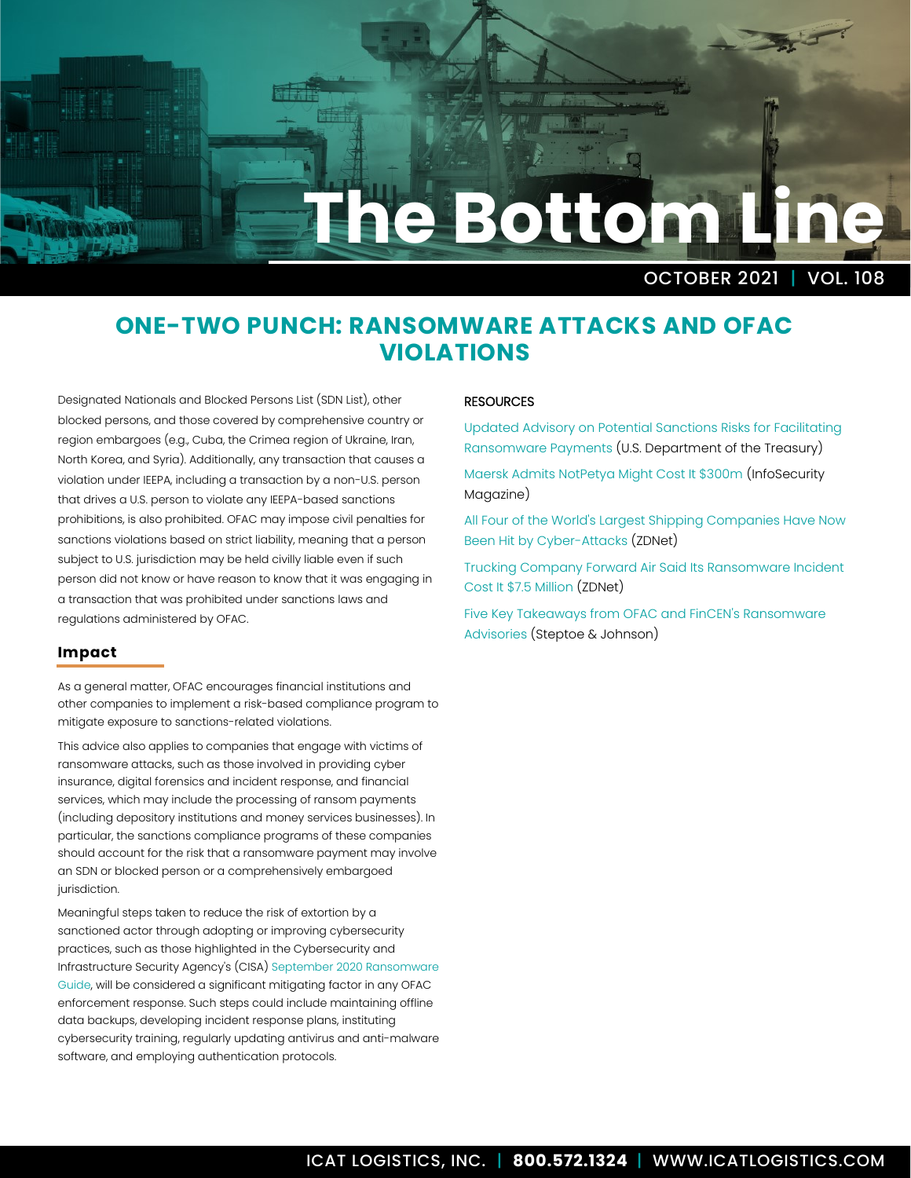# ONE-TWO PUNCH: RANSOMWARE ATTACKS AND OFAC VIOLATIONS

Designated Nationals and Blocked Persons List (SDN List), other blocked persons, and those covered by comprehensive country or region embargoes (e.g., Cuba, the Crimea region of Ukraine, Iran, North Korea, and Syria). Additionally, any transaction that causes a violation under IEEPA, including a transaction by a non-U.S. person that drives a U.S. person to violate any IEEPA-based sanctions prohibitions, is also prohibited. OFAC may impose civil penalties for sanctions violations based on strict liability, meaning that a person subject to U.S. jurisdiction may be held civilly liable even if such person did not know or have reason to know that it was engaging in a transaction that was prohibited under sanctions laws and regulations administered by OFAC.

## Impact

As a general matter, OFAC encourages financial institutions and other companies to implement a risk-based compliance program to mitigate exposure to sanctions-related violations.

This advice also applies to companies that engage with victims of ransomware attacks, such as those involved in providing cyber insurance, digital forensics and incident response, and financial services, which may include the processing of ransom payments (including depository institutions and money services businesses). In particular, the sanctions compliance programs of these companies should account for the risk that a ransomware payment may involve an SDN or blocked person or a comprehensively embargoed jurisdiction.

Meaningful steps taken to reduce the risk of extortion by a sanctioned actor through adopting or improving cybersecurity practices, such as those highlighted in the Cybersecurity and Infrastructure Security Agency's (CISA) September 2020 Ransomware Guide, will be considered a significant mitigating factor in any OFAC enforcement response. Such steps could include maintaining offline data backups, developing incident response plans, instituting cybersecurity training, regularly updating antivirus and anti-malware software, and employing authentication protocols.

## RESOURCES

Updated Advisory on Potential Sanctions Risks for Facilitating Ransomware Payments (U.S. Department of the Treasury)

Maersk Admits NotPetya Might Cost It $300m (InfoSecurity Magazine)

All Four of the World's Largest Shipping Companies Have Now Been Hit by Cyber-Attacks (ZDNet)

Trucking Company Forward Air Said Its Ransomware Incident Cost It $7.5 Million (ZDNet)

Five Key Takeaways from OFAC and FinCEN's Ransomware Advisories (Steptoe & Johnson)